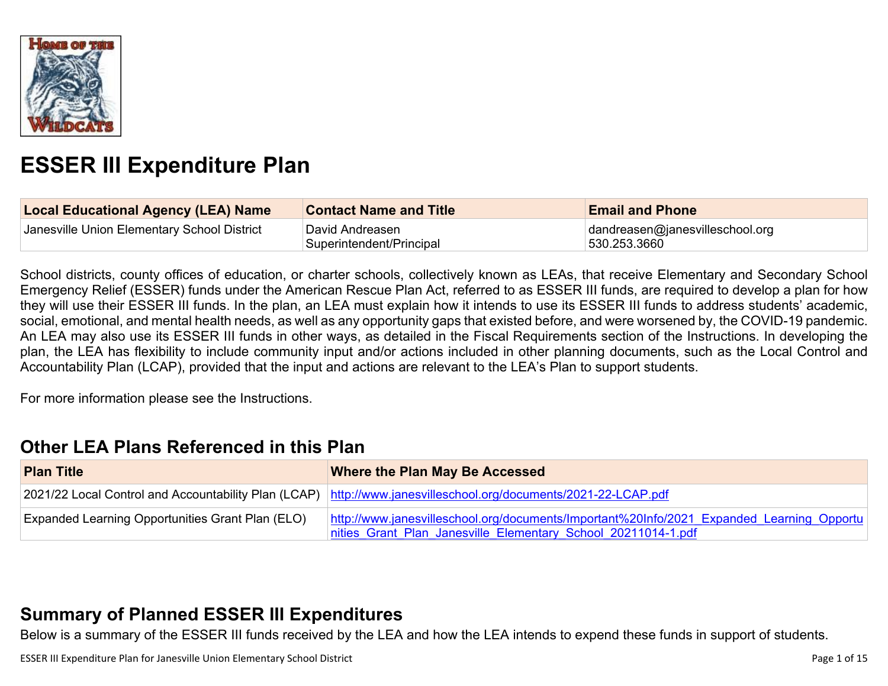# ESSER III Expenditure Plan

| Local Educational Agency (LEA) Name | Contact Name and Title | Email and Phone |
| --- | --- | --- |
| Janesville Union Elementary School District | David Andreasen<br>Superintendent/Principal | dandreasen@janesvilleschool.org<br>530.253.3660 |

School districts, county offices of education, or charter schools, collectively known as LEAs, that receive Elementary and Secondary School Emergency Relief (ESSER) funds under the American Rescue Plan Act, referred to as ESSER III funds, are required to develop a plan for how they will use their ESSER III funds. In the plan, an LEA must explain how it intends to use its ESSER III funds to address students' academic, social, emotional, and mental health needs, as well as any opportunity gaps that existed before, and were worsened by, the COVID-19 pandemic. An LEA may also use its ESSER III funds in other ways, as detailed in the Fiscal Requirements section of the Instructions. In developing the plan, the LEA has flexibility to include community input and/or actions included in other planning documents, such as the Local Control and Accountability Plan (LCAP), provided that the input and actions are relevant to the LEA's Plan to support students.

For more information please see the Instructions.

## Other LEA Plans Referenced in this Plan

| Plan Title | Where the Plan May Be Accessed |
| --- | --- |
| 2021/22 Local Control and Accountability Plan (LCAP) | http://www.janesvilleschool.org/documents/2021-22-LCAP.pdf |
| Expanded Learning Opportunities Grant Plan (ELO) | http://www.janesvilleschool.org/documents/Important%20Info/2021_Expanded_Learning_Opportunities_Grant_Plan_Janesville_Elementary_School_20211014-1.pdf |

## Summary of Planned ESSER III Expenditures

Below is a summary of the ESSER III funds received by the LEA and how the LEA intends to expend these funds in support of students.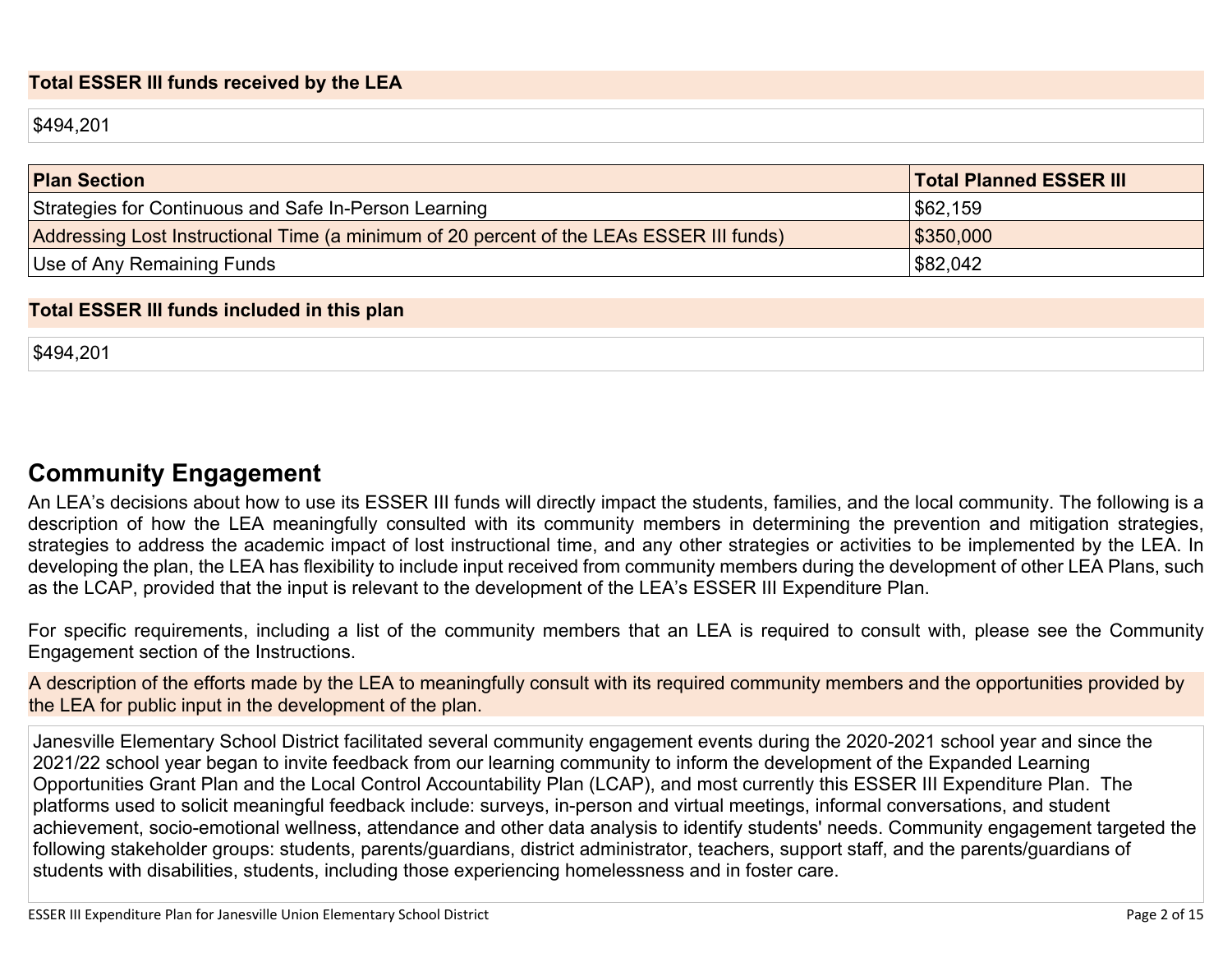**Total ESSER III funds received by the LEA**

$494,201

| Plan Section | Total Planned ESSER III |
| --- | --- |
| Strategies for Continuous and Safe In-Person Learning | $62,159 |
| Addressing Lost Instructional Time (a minimum of 20 percent of the LEAs ESSER III funds) | $350,000 |
| Use of Any Remaining Funds | $82,042 |

**Total ESSER III funds included in this plan**

$494,201

## Community Engagement

An LEA's decisions about how to use its ESSER III funds will directly impact the students, families, and the local community. The following is a description of how the LEA meaningfully consulted with its community members in determining the prevention and mitigation strategies, strategies to address the academic impact of lost instructional time, and any other strategies or activities to be implemented by the LEA. In developing the plan, the LEA has flexibility to include input received from community members during the development of other LEA Plans, such as the LCAP, provided that the input is relevant to the development of the LEA's ESSER III Expenditure Plan.

For specific requirements, including a list of the community members that an LEA is required to consult with, please see the Community Engagement section of the Instructions.

**A description of the efforts made by the LEA to meaningfully consult with its required community members and the opportunities provided by the LEA for public input in the development of the plan.**

Janesville Elementary School District facilitated several community engagement events during the 2020-2021 school year and since the 2021/22 school year began to invite feedback from our learning community to inform the development of the Expanded Learning Opportunities Grant Plan and the Local Control Accountability Plan (LCAP), and most currently this ESSER III Expenditure Plan. The platforms used to solicit meaningful feedback include: surveys, in-person and virtual meetings, informal conversations, and student achievement, socio-emotional wellness, attendance and other data analysis to identify students' needs. Community engagement targeted the following stakeholder groups: students, parents/guardians, district administrator, teachers, support staff, and the parents/guardians of students with disabilities, students, including those experiencing homelessness and in foster care.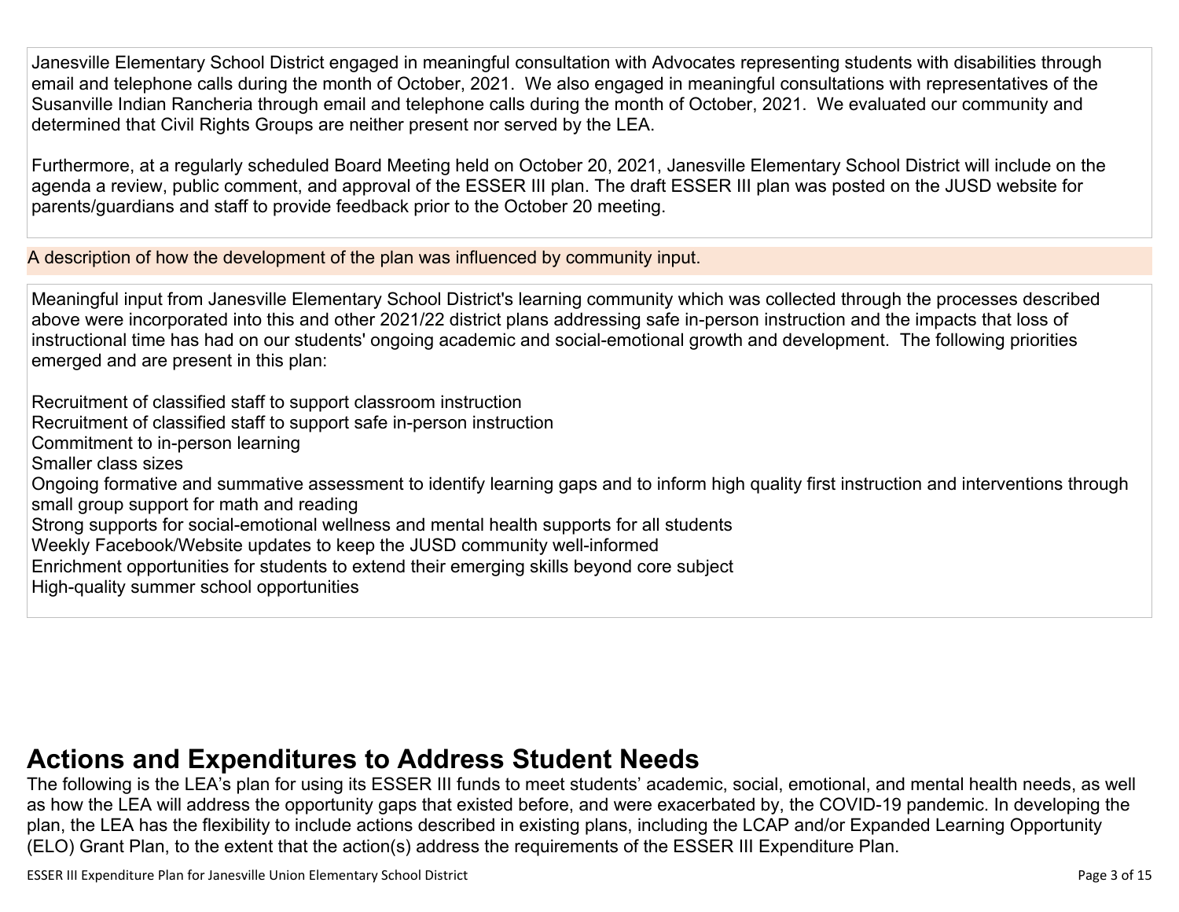Janesville Elementary School District engaged in meaningful consultation with Advocates representing students with disabilities through email and telephone calls during the month of October, 2021. We also engaged in meaningful consultations with representatives of the Susanville Indian Rancheria through email and telephone calls during the month of October, 2021. We evaluated our community and determined that Civil Rights Groups are neither present nor served by the LEA.

Furthermore, at a regularly scheduled Board Meeting held on October 20, 2021, Janesville Elementary School District will include on the agenda a review, public comment, and approval of the ESSER III plan. The draft ESSER III plan was posted on the JUSD website for parents/guardians and staff to provide feedback prior to the October 20 meeting.

A description of how the development of the plan was influenced by community input.

Meaningful input from Janesville Elementary School District's learning community which was collected through the processes described above were incorporated into this and other 2021/22 district plans addressing safe in-person instruction and the impacts that loss of instructional time has had on our students' ongoing academic and social-emotional growth and development. The following priorities emerged and are present in this plan:

Recruitment of classified staff to support classroom instruction
Recruitment of classified staff to support safe in-person instruction
Commitment to in-person learning
Smaller class sizes
Ongoing formative and summative assessment to identify learning gaps and to inform high quality first instruction and interventions through small group support for math and reading
Strong supports for social-emotional wellness and mental health supports for all students
Weekly Facebook/Website updates to keep the JUSD community well-informed
Enrichment opportunities for students to extend their emerging skills beyond core subject
High-quality summer school opportunities

# Actions and Expenditures to Address Student Needs

The following is the LEA's plan for using its ESSER III funds to meet students' academic, social, emotional, and mental health needs, as well as how the LEA will address the opportunity gaps that existed before, and were exacerbated by, the COVID-19 pandemic. In developing the plan, the LEA has the flexibility to include actions described in existing plans, including the LCAP and/or Expanded Learning Opportunity (ELO) Grant Plan, to the extent that the action(s) address the requirements of the ESSER III Expenditure Plan.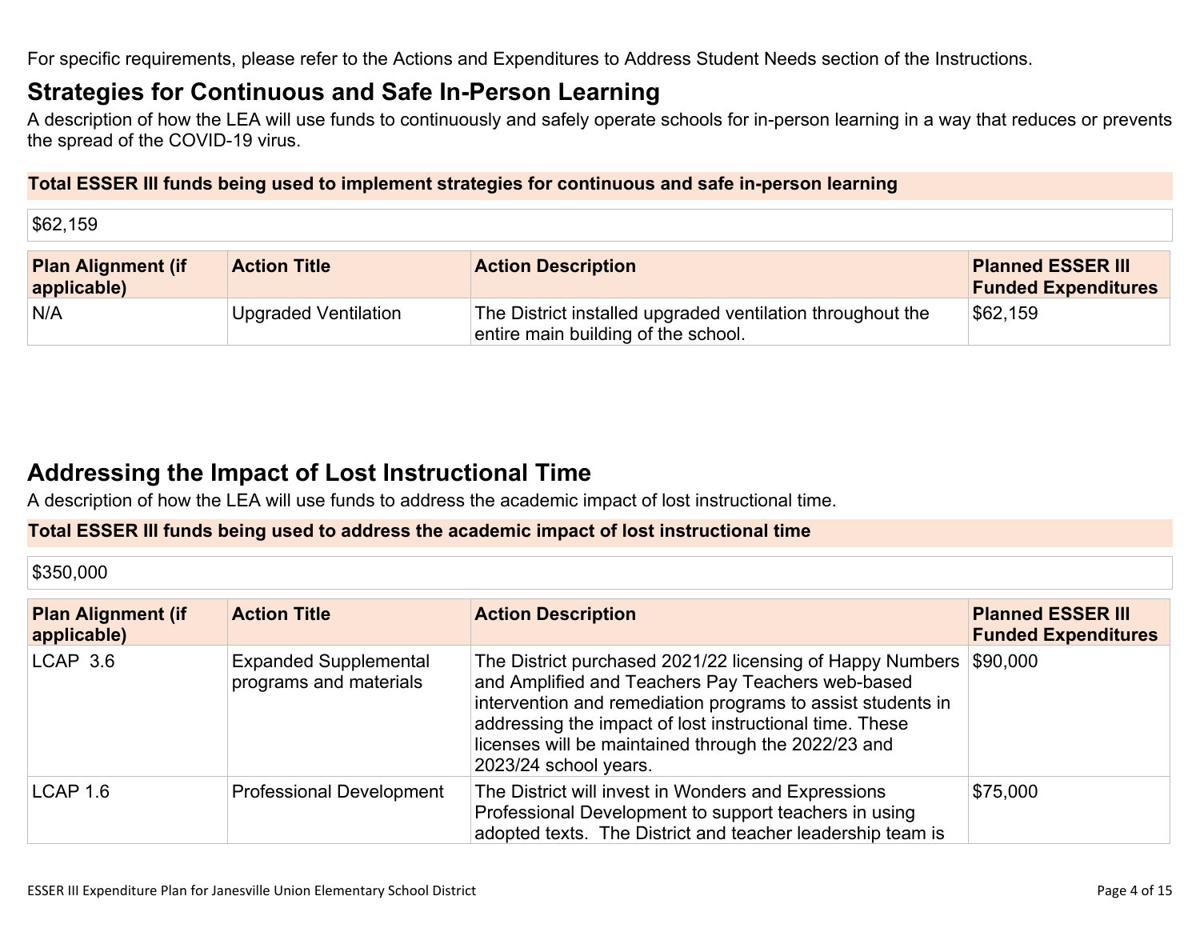For specific requirements, please refer to the Actions and Expenditures to Address Student Needs section of the Instructions.

## Strategies for Continuous and Safe In-Person Learning

A description of how the LEA will use funds to continuously and safely operate schools for in-person learning in a way that reduces or prevents the spread of the COVID-19 virus.

**Total ESSER III funds being used to implement strategies for continuous and safe in-person learning**

$62,159

| Plan Alignment (if applicable) | Action Title | Action Description | Planned ESSER III Funded Expenditures |
|---|---|---|---|
| N/A | Upgraded Ventilation | The District installed upgraded ventilation throughout the entire main building of the school. | $62,159 |

## Addressing the Impact of Lost Instructional Time

A description of how the LEA will use funds to address the academic impact of lost instructional time.

**Total ESSER III funds being used to address the academic impact of lost instructional time**

$350,000

| Plan Alignment (if applicable) | Action Title | Action Description | Planned ESSER III Funded Expenditures |
|---|---|---|---|
| LCAP 3.6 | Expanded Supplemental programs and materials | The District purchased 2021/22 licensing of Happy Numbers and Amplified and Teachers Pay Teachers web-based intervention and remediation programs to assist students in addressing the impact of lost instructional time. These licenses will be maintained through the 2022/23 and 2023/24 school years. | $90,000 |
| LCAP 1.6 | Professional Development | The District will invest in Wonders and Expressions Professional Development to support teachers in using adopted texts. The District and teacher leadership team is | $75,000 |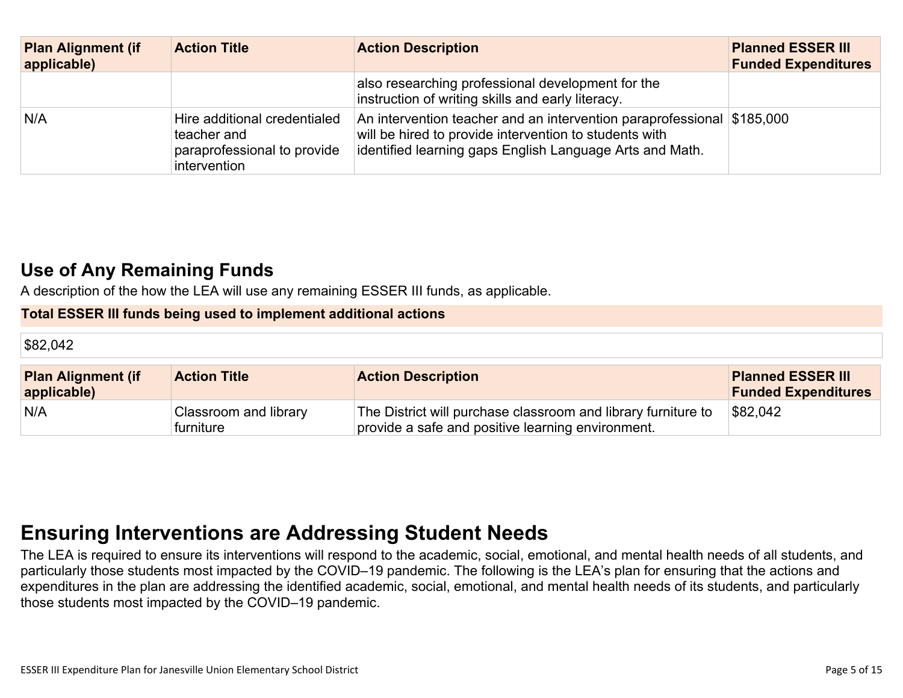| Plan Alignment (if applicable) | Action Title | Action Description | Planned ESSER III Funded Expenditures |
|---|---|---|---|
| | | also researching professional development for the instruction of writing skills and early literacy. | |
| N/A | Hire additional credentialed teacher and paraprofessional to provide intervention | An intervention teacher and an intervention paraprofessional will be hired to provide intervention to students with identified learning gaps English Language Arts and Math. | $185,000 |

## Use of Any Remaining Funds

A description of the how the LEA will use any remaining ESSER III funds, as applicable.

**Total ESSER III funds being used to implement additional actions**

$82,042

| Plan Alignment (if applicable) | Action Title | Action Description | Planned ESSER III Funded Expenditures |
|---|---|---|---|
| N/A | Classroom and library furniture | The District will purchase classroom and library furniture to provide a safe and positive learning environment. | $82,042 |

# Ensuring Interventions are Addressing Student Needs

The LEA is required to ensure its interventions will respond to the academic, social, emotional, and mental health needs of all students, and particularly those students most impacted by the COVID–19 pandemic. The following is the LEA's plan for ensuring that the actions and expenditures in the plan are addressing the identified academic, social, emotional, and mental health needs of its students, and particularly those students most impacted by the COVID–19 pandemic.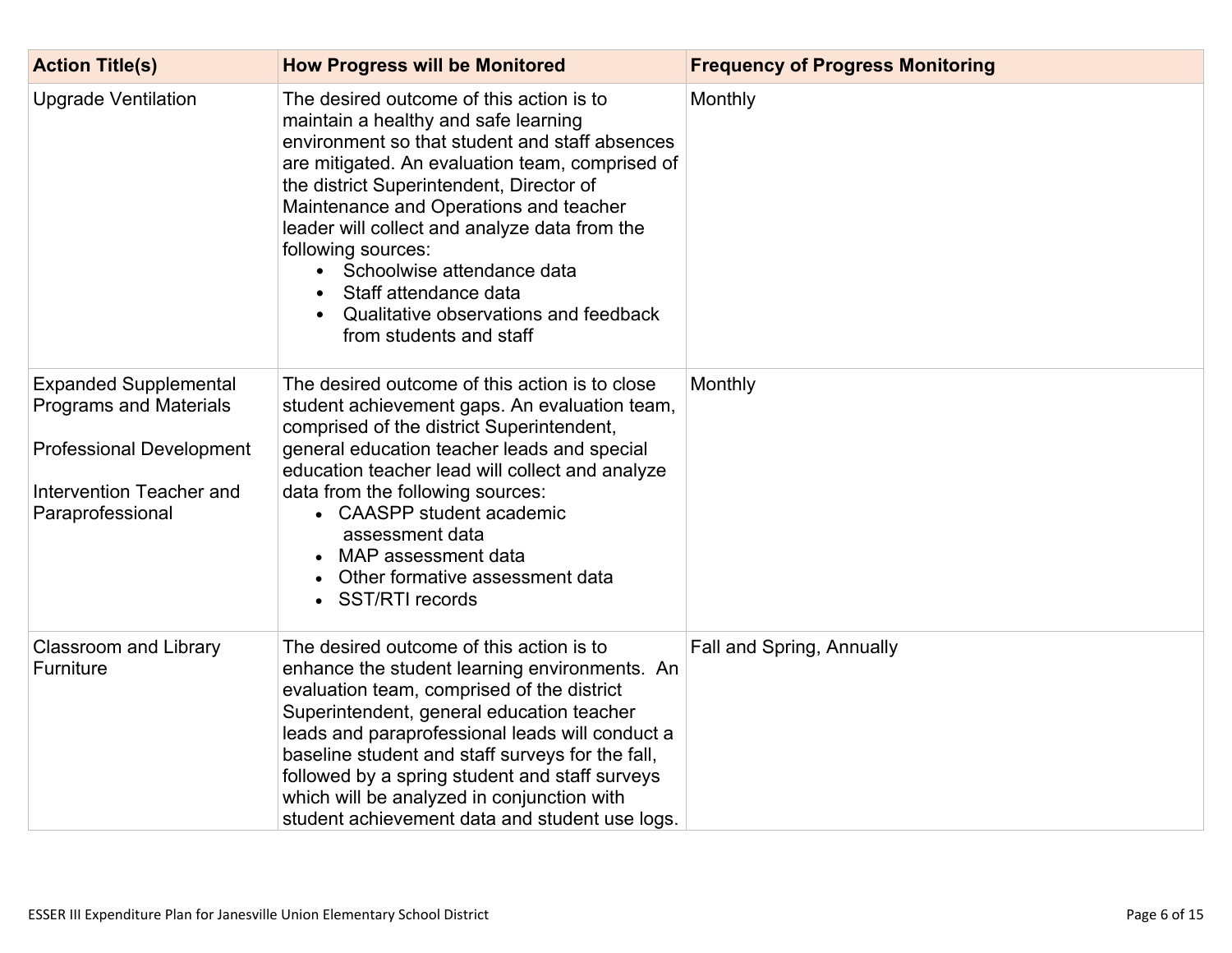| Action Title(s) | How Progress will be Monitored | Frequency of Progress Monitoring |
|---|---|---|
| Upgrade Ventilation | The desired outcome of this action is to maintain a healthy and safe learning environment so that student and staff absences are mitigated. An evaluation team, comprised of the district Superintendent, Director of Maintenance and Operations and teacher leader will collect and analyze data from the following sources:<br>• Schoolwise attendance data<br>• Staff attendance data<br>• Qualitative observations and feedback from students and staff | Monthly |
| Expanded Supplemental Programs and Materials<br><br>Professional Development<br><br>Intervention Teacher and Paraprofessional | The desired outcome of this action is to close student achievement gaps. An evaluation team, comprised of the district Superintendent, general education teacher leads and special education teacher lead will collect and analyze data from the following sources:<br>• CAASPP student academic assessment data<br>• MAP assessment data<br>• Other formative assessment data<br>• SST/RTI records | Monthly |
| Classroom and Library Furniture | The desired outcome of this action is to enhance the student learning environments. An evaluation team, comprised of the district Superintendent, general education teacher leads and paraprofessional leads will conduct a baseline student and staff surveys for the fall, followed by a spring student and staff surveys which will be analyzed in conjunction with student achievement data and student use logs. | Fall and Spring, Annually |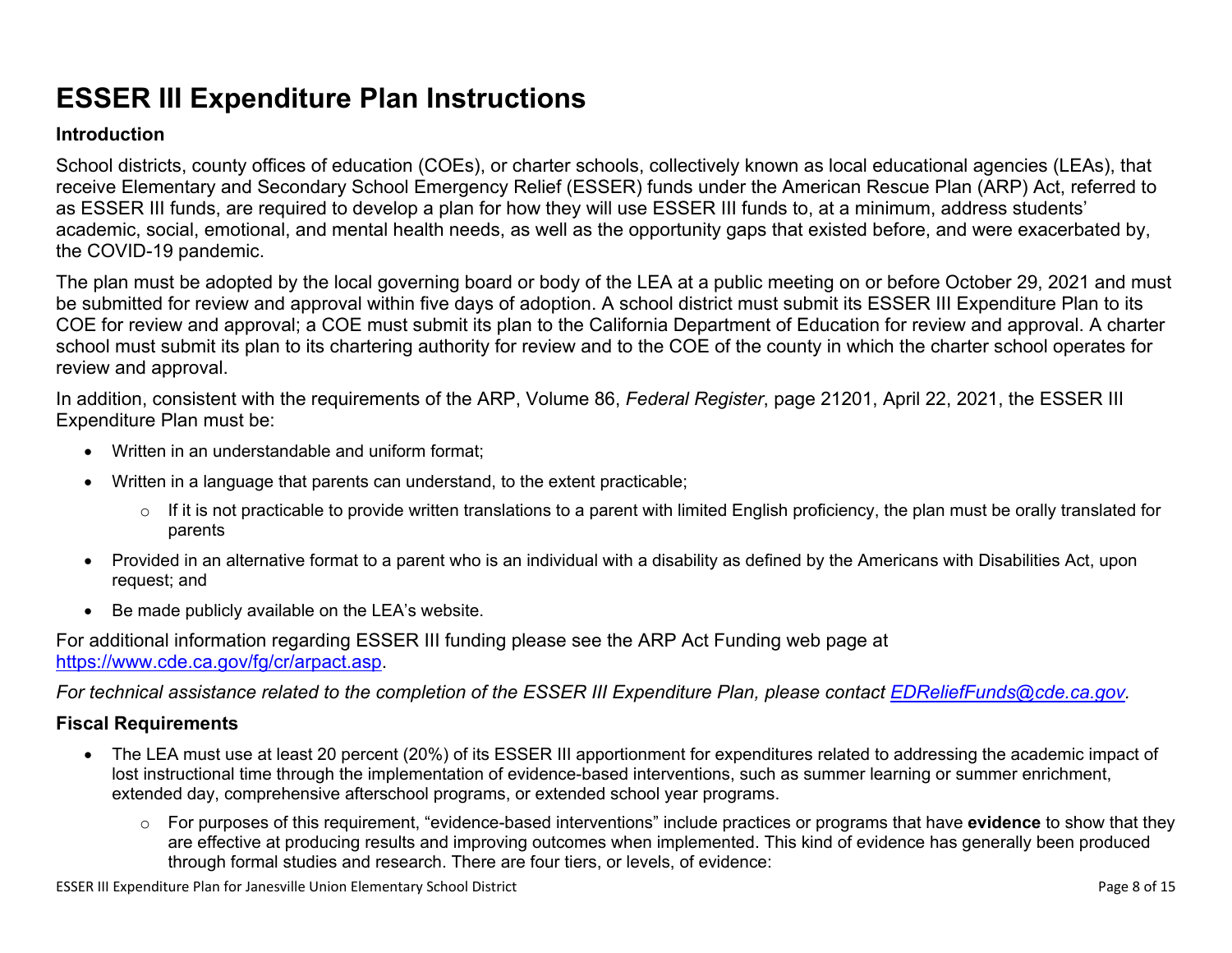# ESSER III Expenditure Plan Instructions

## Introduction

School districts, county offices of education (COEs), or charter schools, collectively known as local educational agencies (LEAs), that receive Elementary and Secondary School Emergency Relief (ESSER) funds under the American Rescue Plan (ARP) Act, referred to as ESSER III funds, are required to develop a plan for how they will use ESSER III funds to, at a minimum, address students' academic, social, emotional, and mental health needs, as well as the opportunity gaps that existed before, and were exacerbated by, the COVID-19 pandemic.

The plan must be adopted by the local governing board or body of the LEA at a public meeting on or before October 29, 2021 and must be submitted for review and approval within five days of adoption. A school district must submit its ESSER III Expenditure Plan to its COE for review and approval; a COE must submit its plan to the California Department of Education for review and approval. A charter school must submit its plan to its chartering authority for review and to the COE of the county in which the charter school operates for review and approval.

In addition, consistent with the requirements of the ARP, Volume 86, *Federal Register*, page 21201, April 22, 2021, the ESSER III Expenditure Plan must be:

- Written in an understandable and uniform format;
- Written in a language that parents can understand, to the extent practicable;
  - If it is not practicable to provide written translations to a parent with limited English proficiency, the plan must be orally translated for parents
- Provided in an alternative format to a parent who is an individual with a disability as defined by the Americans with Disabilities Act, upon request; and
- Be made publicly available on the LEA's website.

For additional information regarding ESSER III funding please see the ARP Act Funding web page at [https://www.cde.ca.gov/fg/cr/arpact.asp](https://www.cde.ca.gov/fg/cr/arpact.asp).

*For technical assistance related to the completion of the ESSER III Expenditure Plan, please contact [EDReliefFunds@cde.ca.gov](mailto:EDReliefFunds@cde.ca.gov).*

## Fiscal Requirements

- The LEA must use at least 20 percent (20%) of its ESSER III apportionment for expenditures related to addressing the academic impact of lost instructional time through the implementation of evidence-based interventions, such as summer learning or summer enrichment, extended day, comprehensive afterschool programs, or extended school year programs.
  - For purposes of this requirement, "evidence-based interventions" include practices or programs that have **evidence** to show that they are effective at producing results and improving outcomes when implemented. This kind of evidence has generally been produced through formal studies and research. There are four tiers, or levels, of evidence: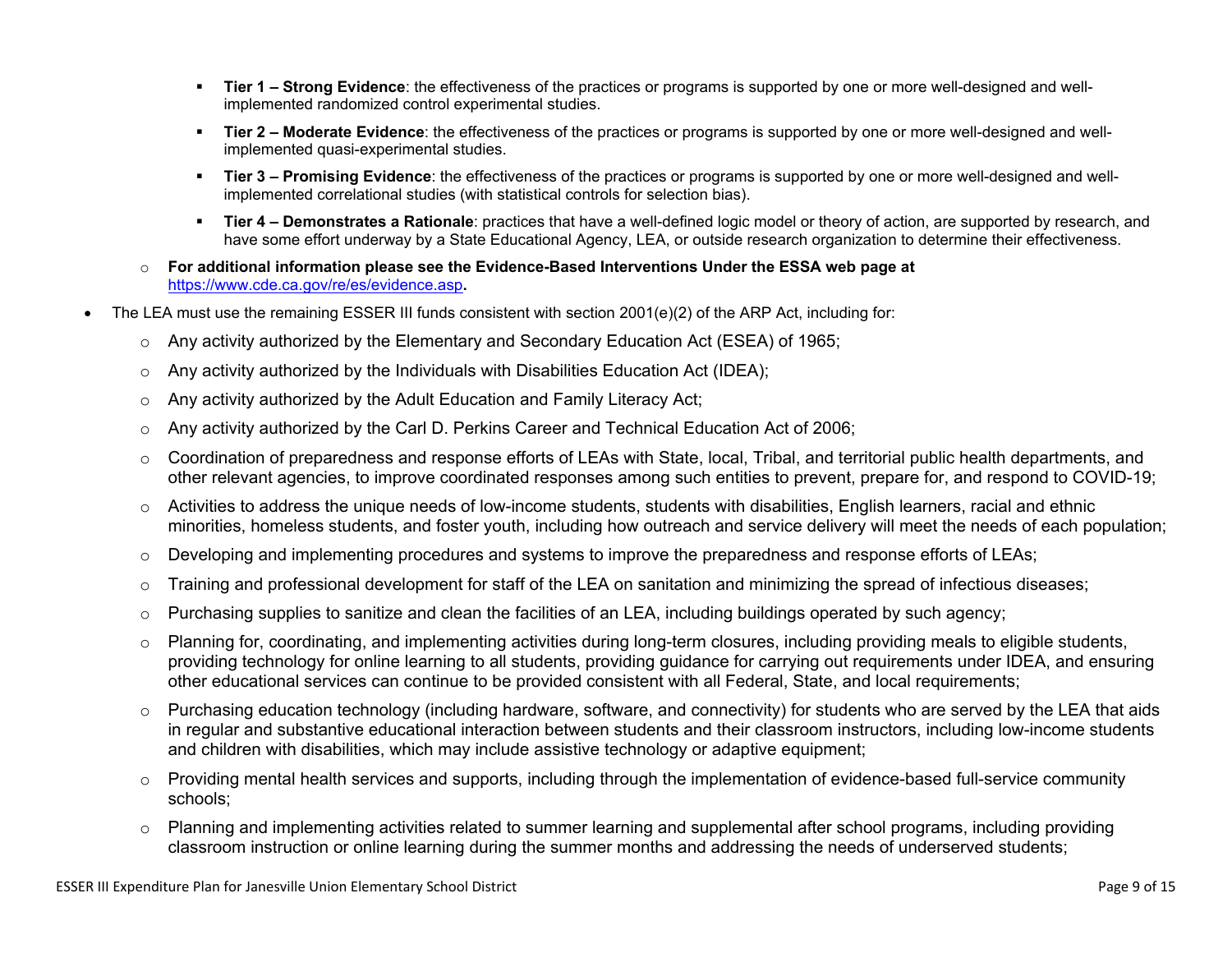- **Tier 1 – Strong Evidence**: the effectiveness of the practices or programs is supported by one or more well-designed and well-implemented randomized control experimental studies.
    - **Tier 2 – Moderate Evidence**: the effectiveness of the practices or programs is supported by one or more well-designed and well-implemented quasi-experimental studies.
    - **Tier 3 – Promising Evidence**: the effectiveness of the practices or programs is supported by one or more well-designed and well-implemented correlational studies (with statistical controls for selection bias).
    - **Tier 4 – Demonstrates a Rationale**: practices that have a well-defined logic model or theory of action, are supported by research, and have some effort underway by a State Educational Agency, LEA, or outside research organization to determine their effectiveness.
  - **For additional information please see the Evidence-Based Interventions Under the ESSA web page at** https://www.cde.ca.gov/re/es/evidence.asp**.**
- The LEA must use the remaining ESSER III funds consistent with section 2001(e)(2) of the ARP Act, including for:
  - Any activity authorized by the Elementary and Secondary Education Act (ESEA) of 1965;
  - Any activity authorized by the Individuals with Disabilities Education Act (IDEA);
  - Any activity authorized by the Adult Education and Family Literacy Act;
  - Any activity authorized by the Carl D. Perkins Career and Technical Education Act of 2006;
  - Coordination of preparedness and response efforts of LEAs with State, local, Tribal, and territorial public health departments, and other relevant agencies, to improve coordinated responses among such entities to prevent, prepare for, and respond to COVID-19;
  - Activities to address the unique needs of low-income students, students with disabilities, English learners, racial and ethnic minorities, homeless students, and foster youth, including how outreach and service delivery will meet the needs of each population;
  - Developing and implementing procedures and systems to improve the preparedness and response efforts of LEAs;
  - Training and professional development for staff of the LEA on sanitation and minimizing the spread of infectious diseases;
  - Purchasing supplies to sanitize and clean the facilities of an LEA, including buildings operated by such agency;
  - Planning for, coordinating, and implementing activities during long-term closures, including providing meals to eligible students, providing technology for online learning to all students, providing guidance for carrying out requirements under IDEA, and ensuring other educational services can continue to be provided consistent with all Federal, State, and local requirements;
  - Purchasing education technology (including hardware, software, and connectivity) for students who are served by the LEA that aids in regular and substantive educational interaction between students and their classroom instructors, including low-income students and children with disabilities, which may include assistive technology or adaptive equipment;
  - Providing mental health services and supports, including through the implementation of evidence-based full-service community schools;
  - Planning and implementing activities related to summer learning and supplemental after school programs, including providing classroom instruction or online learning during the summer months and addressing the needs of underserved students;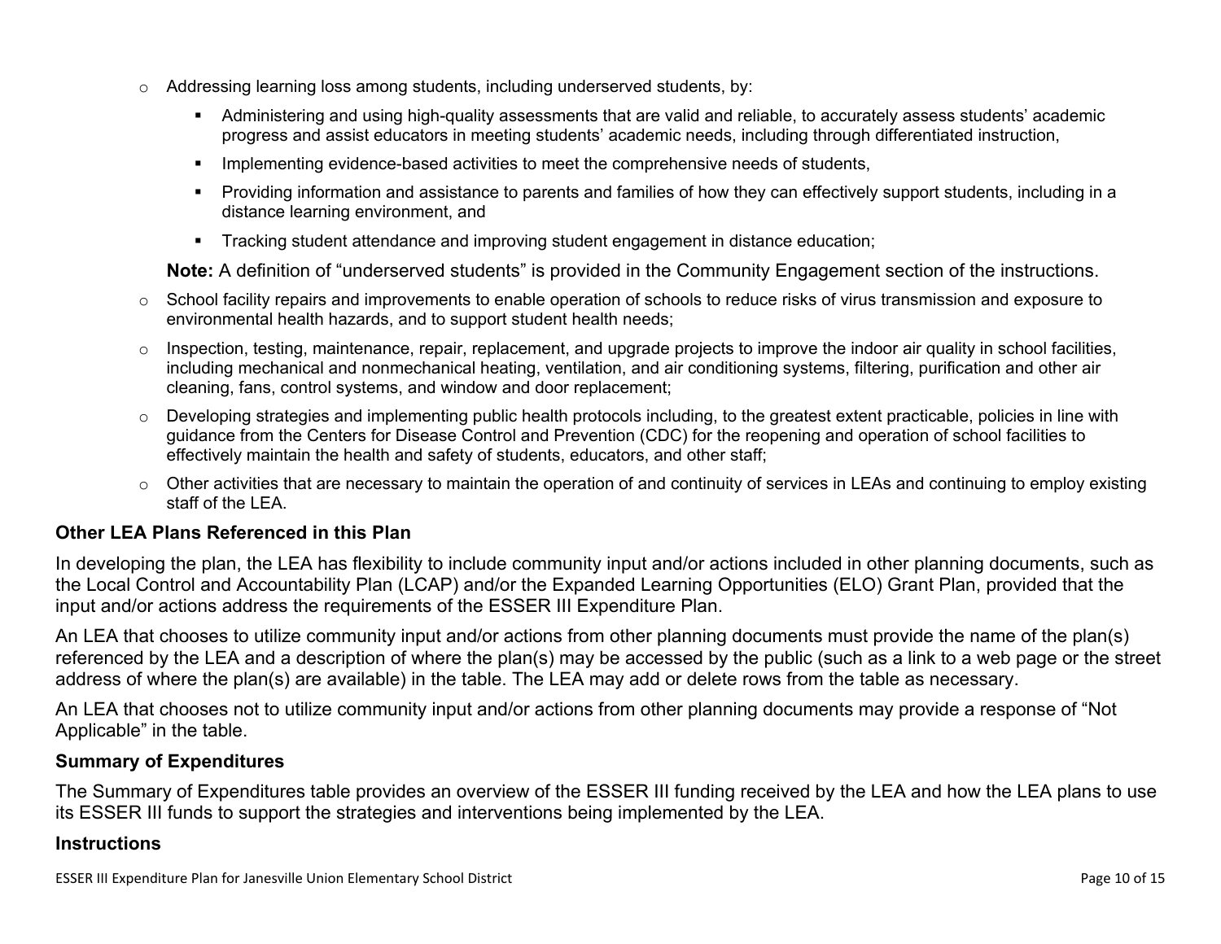- Addressing learning loss among students, including underserved students, by:
  - Administering and using high-quality assessments that are valid and reliable, to accurately assess students' academic progress and assist educators in meeting students' academic needs, including through differentiated instruction,
  - Implementing evidence-based activities to meet the comprehensive needs of students,
  - Providing information and assistance to parents and families of how they can effectively support students, including in a distance learning environment, and
  - Tracking student attendance and improving student engagement in distance education;

  **Note:** A definition of "underserved students" is provided in the Community Engagement section of the instructions.
- School facility repairs and improvements to enable operation of schools to reduce risks of virus transmission and exposure to environmental health hazards, and to support student health needs;
- Inspection, testing, maintenance, repair, replacement, and upgrade projects to improve the indoor air quality in school facilities, including mechanical and nonmechanical heating, ventilation, and air conditioning systems, filtering, purification and other air cleaning, fans, control systems, and window and door replacement;
- Developing strategies and implementing public health protocols including, to the greatest extent practicable, policies in line with guidance from the Centers for Disease Control and Prevention (CDC) for the reopening and operation of school facilities to effectively maintain the health and safety of students, educators, and other staff;
- Other activities that are necessary to maintain the operation of and continuity of services in LEAs and continuing to employ existing staff of the LEA.

### Other LEA Plans Referenced in this Plan

In developing the plan, the LEA has flexibility to include community input and/or actions included in other planning documents, such as the Local Control and Accountability Plan (LCAP) and/or the Expanded Learning Opportunities (ELO) Grant Plan, provided that the input and/or actions address the requirements of the ESSER III Expenditure Plan.

An LEA that chooses to utilize community input and/or actions from other planning documents must provide the name of the plan(s) referenced by the LEA and a description of where the plan(s) may be accessed by the public (such as a link to a web page or the street address of where the plan(s) are available) in the table. The LEA may add or delete rows from the table as necessary.

An LEA that chooses not to utilize community input and/or actions from other planning documents may provide a response of "Not Applicable" in the table.

### Summary of Expenditures

The Summary of Expenditures table provides an overview of the ESSER III funding received by the LEA and how the LEA plans to use its ESSER III funds to support the strategies and interventions being implemented by the LEA.

### Instructions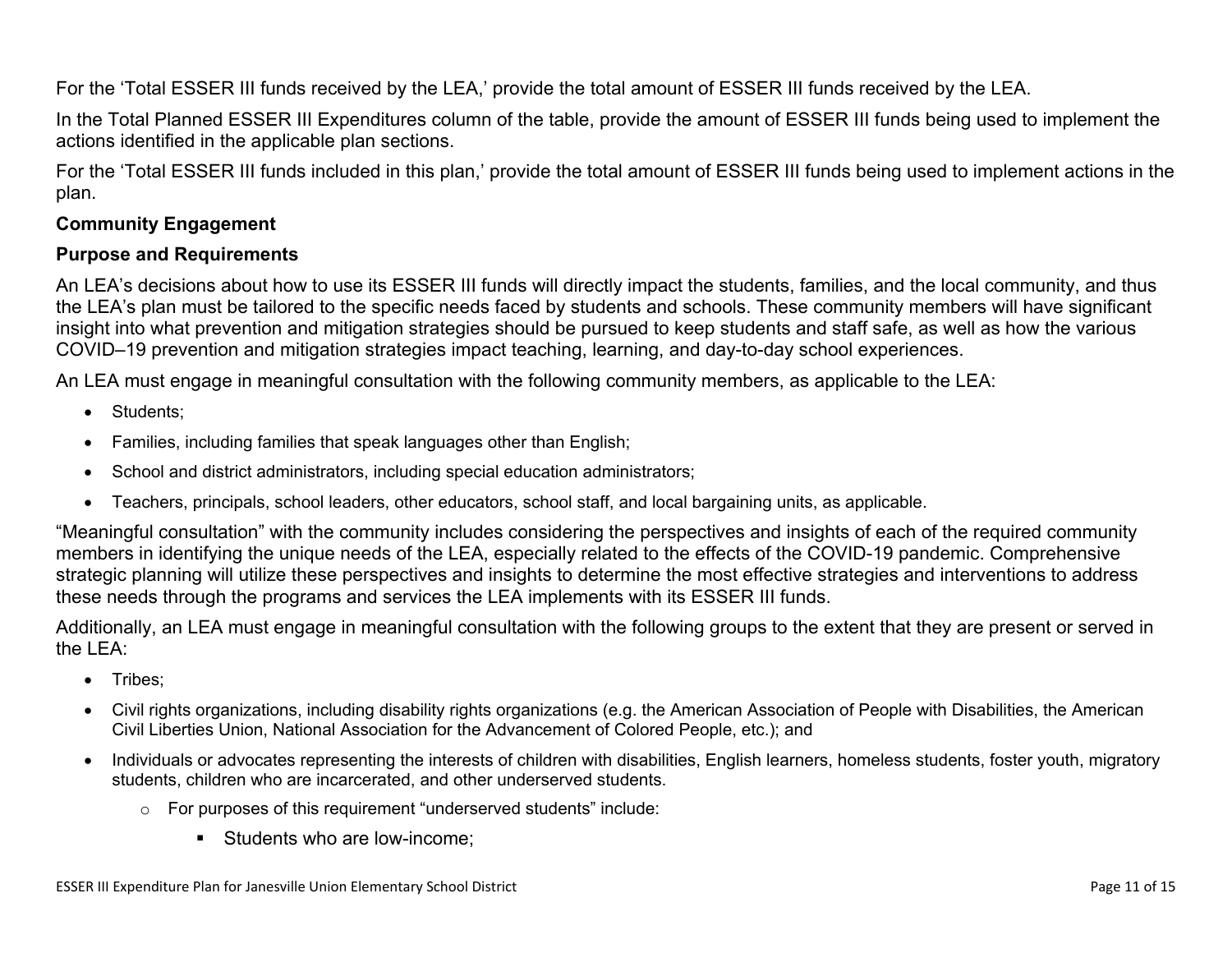For the 'Total ESSER III funds received by the LEA,' provide the total amount of ESSER III funds received by the LEA.

In the Total Planned ESSER III Expenditures column of the table, provide the amount of ESSER III funds being used to implement the actions identified in the applicable plan sections.

For the 'Total ESSER III funds included in this plan,' provide the total amount of ESSER III funds being used to implement actions in the plan.

**Community Engagement**

**Purpose and Requirements**

An LEA's decisions about how to use its ESSER III funds will directly impact the students, families, and the local community, and thus the LEA's plan must be tailored to the specific needs faced by students and schools. These community members will have significant insight into what prevention and mitigation strategies should be pursued to keep students and staff safe, as well as how the various COVID–19 prevention and mitigation strategies impact teaching, learning, and day-to-day school experiences.

An LEA must engage in meaningful consultation with the following community members, as applicable to the LEA:

- Students;
- Families, including families that speak languages other than English;
- School and district administrators, including special education administrators;
- Teachers, principals, school leaders, other educators, school staff, and local bargaining units, as applicable.

"Meaningful consultation" with the community includes considering the perspectives and insights of each of the required community members in identifying the unique needs of the LEA, especially related to the effects of the COVID-19 pandemic. Comprehensive strategic planning will utilize these perspectives and insights to determine the most effective strategies and interventions to address these needs through the programs and services the LEA implements with its ESSER III funds.

Additionally, an LEA must engage in meaningful consultation with the following groups to the extent that they are present or served in the LEA:

- Tribes;
- Civil rights organizations, including disability rights organizations (e.g. the American Association of People with Disabilities, the American Civil Liberties Union, National Association for the Advancement of Colored People, etc.); and
- Individuals or advocates representing the interests of children with disabilities, English learners, homeless students, foster youth, migratory students, children who are incarcerated, and other underserved students.
  - For purposes of this requirement "underserved students" include:
    - Students who are low-income;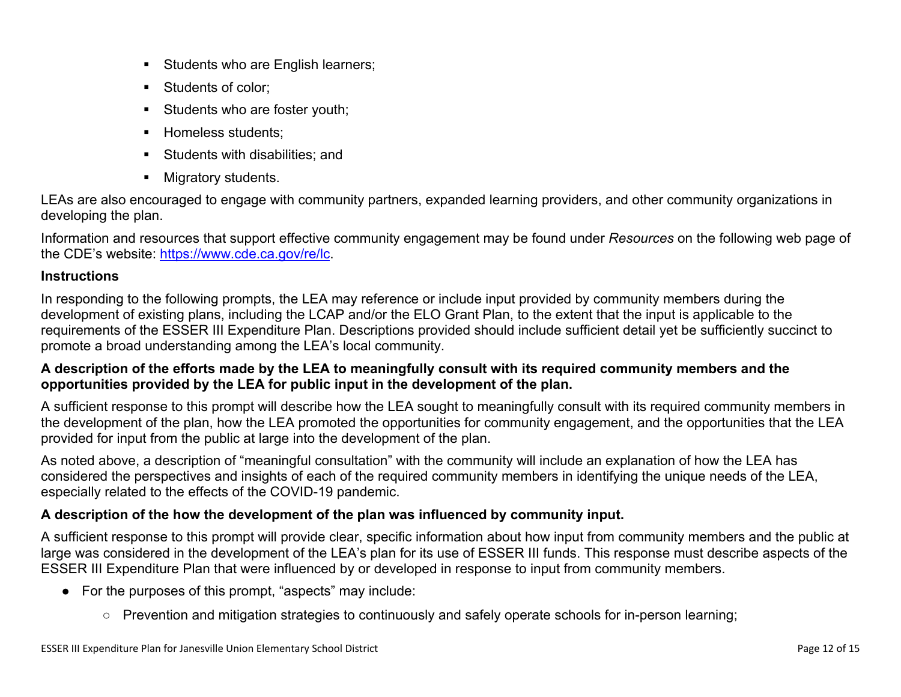- Students who are English learners;
- Students of color;
- Students who are foster youth;
- Homeless students;
- Students with disabilities; and
- Migratory students.

LEAs are also encouraged to engage with community partners, expanded learning providers, and other community organizations in developing the plan.

Information and resources that support effective community engagement may be found under *Resources* on the following web page of the CDE's website: [https://www.cde.ca.gov/re/lc](https://www.cde.ca.gov/re/lc).

**Instructions**

In responding to the following prompts, the LEA may reference or include input provided by community members during the development of existing plans, including the LCAP and/or the ELO Grant Plan, to the extent that the input is applicable to the requirements of the ESSER III Expenditure Plan. Descriptions provided should include sufficient detail yet be sufficiently succinct to promote a broad understanding among the LEA's local community.

**A description of the efforts made by the LEA to meaningfully consult with its required community members and the opportunities provided by the LEA for public input in the development of the plan.**

A sufficient response to this prompt will describe how the LEA sought to meaningfully consult with its required community members in the development of the plan, how the LEA promoted the opportunities for community engagement, and the opportunities that the LEA provided for input from the public at large into the development of the plan.

As noted above, a description of "meaningful consultation" with the community will include an explanation of how the LEA has considered the perspectives and insights of each of the required community members in identifying the unique needs of the LEA, especially related to the effects of the COVID-19 pandemic.

**A description of the how the development of the plan was influenced by community input.**

A sufficient response to this prompt will provide clear, specific information about how input from community members and the public at large was considered in the development of the LEA's plan for its use of ESSER III funds. This response must describe aspects of the ESSER III Expenditure Plan that were influenced by or developed in response to input from community members.

- For the purposes of this prompt, "aspects" may include:
  - Prevention and mitigation strategies to continuously and safely operate schools for in-person learning;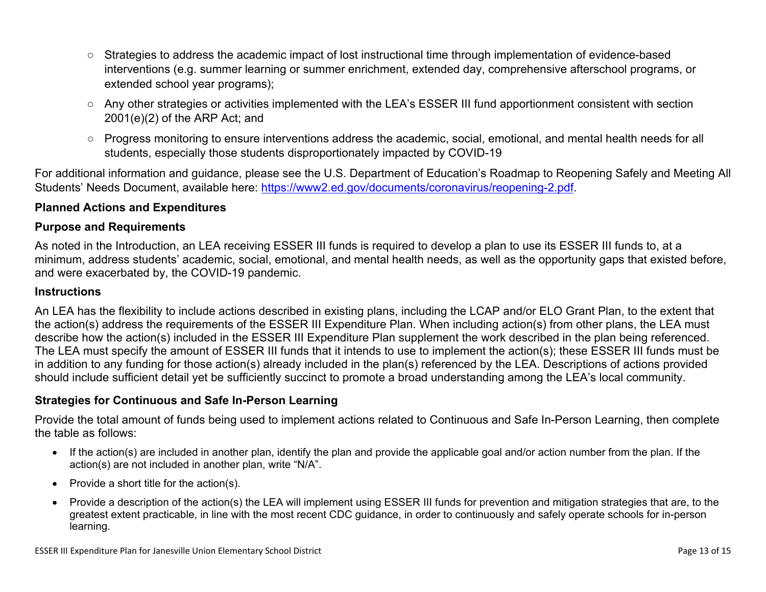- Strategies to address the academic impact of lost instructional time through implementation of evidence-based interventions (e.g. summer learning or summer enrichment, extended day, comprehensive afterschool programs, or extended school year programs);
- Any other strategies or activities implemented with the LEA's ESSER III fund apportionment consistent with section 2001(e)(2) of the ARP Act; and
- Progress monitoring to ensure interventions address the academic, social, emotional, and mental health needs for all students, especially those students disproportionately impacted by COVID-19

For additional information and guidance, please see the U.S. Department of Education's Roadmap to Reopening Safely and Meeting All Students' Needs Document, available here: [https://www2.ed.gov/documents/coronavirus/reopening-2.pdf](https://www2.ed.gov/documents/coronavirus/reopening-2.pdf).

**Planned Actions and Expenditures**

**Purpose and Requirements**

As noted in the Introduction, an LEA receiving ESSER III funds is required to develop a plan to use its ESSER III funds to, at a minimum, address students' academic, social, emotional, and mental health needs, as well as the opportunity gaps that existed before, and were exacerbated by, the COVID-19 pandemic.

**Instructions**

An LEA has the flexibility to include actions described in existing plans, including the LCAP and/or ELO Grant Plan, to the extent that the action(s) address the requirements of the ESSER III Expenditure Plan. When including action(s) from other plans, the LEA must describe how the action(s) included in the ESSER III Expenditure Plan supplement the work described in the plan being referenced. The LEA must specify the amount of ESSER III funds that it intends to use to implement the action(s); these ESSER III funds must be in addition to any funding for those action(s) already included in the plan(s) referenced by the LEA. Descriptions of actions provided should include sufficient detail yet be sufficiently succinct to promote a broad understanding among the LEA's local community.

**Strategies for Continuous and Safe In-Person Learning**

Provide the total amount of funds being used to implement actions related to Continuous and Safe In-Person Learning, then complete the table as follows:

- If the action(s) are included in another plan, identify the plan and provide the applicable goal and/or action number from the plan. If the action(s) are not included in another plan, write "N/A".
- Provide a short title for the action(s).
- Provide a description of the action(s) the LEA will implement using ESSER III funds for prevention and mitigation strategies that are, to the greatest extent practicable, in line with the most recent CDC guidance, in order to continuously and safely operate schools for in-person learning.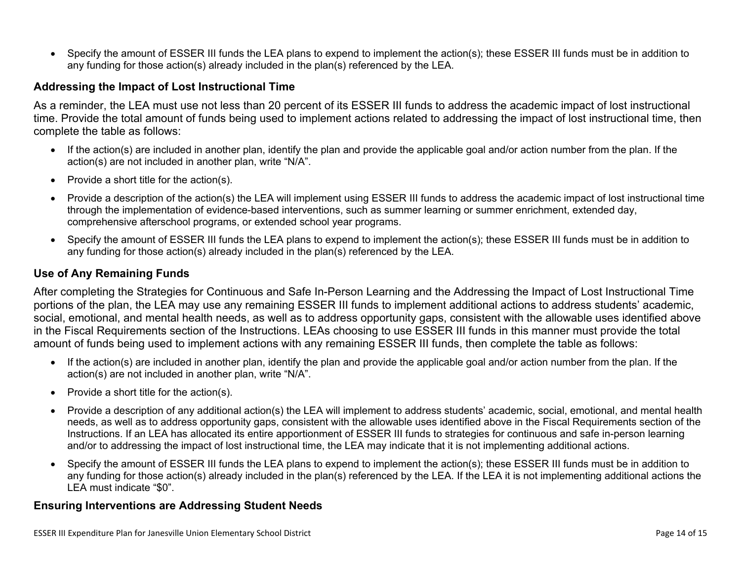- Specify the amount of ESSER III funds the LEA plans to expend to implement the action(s); these ESSER III funds must be in addition to any funding for those action(s) already included in the plan(s) referenced by the LEA.

### Addressing the Impact of Lost Instructional Time

As a reminder, the LEA must use not less than 20 percent of its ESSER III funds to address the academic impact of lost instructional time. Provide the total amount of funds being used to implement actions related to addressing the impact of lost instructional time, then complete the table as follows:

- If the action(s) are included in another plan, identify the plan and provide the applicable goal and/or action number from the plan. If the action(s) are not included in another plan, write "N/A".
- Provide a short title for the action(s).
- Provide a description of the action(s) the LEA will implement using ESSER III funds to address the academic impact of lost instructional time through the implementation of evidence-based interventions, such as summer learning or summer enrichment, extended day, comprehensive afterschool programs, or extended school year programs.
- Specify the amount of ESSER III funds the LEA plans to expend to implement the action(s); these ESSER III funds must be in addition to any funding for those action(s) already included in the plan(s) referenced by the LEA.

### Use of Any Remaining Funds

After completing the Strategies for Continuous and Safe In-Person Learning and the Addressing the Impact of Lost Instructional Time portions of the plan, the LEA may use any remaining ESSER III funds to implement additional actions to address students' academic, social, emotional, and mental health needs, as well as to address opportunity gaps, consistent with the allowable uses identified above in the Fiscal Requirements section of the Instructions. LEAs choosing to use ESSER III funds in this manner must provide the total amount of funds being used to implement actions with any remaining ESSER III funds, then complete the table as follows:

- If the action(s) are included in another plan, identify the plan and provide the applicable goal and/or action number from the plan. If the action(s) are not included in another plan, write "N/A".
- Provide a short title for the action(s).
- Provide a description of any additional action(s) the LEA will implement to address students' academic, social, emotional, and mental health needs, as well as to address opportunity gaps, consistent with the allowable uses identified above in the Fiscal Requirements section of the Instructions. If an LEA has allocated its entire apportionment of ESSER III funds to strategies for continuous and safe in-person learning and/or to addressing the impact of lost instructional time, the LEA may indicate that it is not implementing additional actions.
- Specify the amount of ESSER III funds the LEA plans to expend to implement the action(s); these ESSER III funds must be in addition to any funding for those action(s) already included in the plan(s) referenced by the LEA. If the LEA it is not implementing additional actions the LEA must indicate "$0".

### Ensuring Interventions are Addressing Student Needs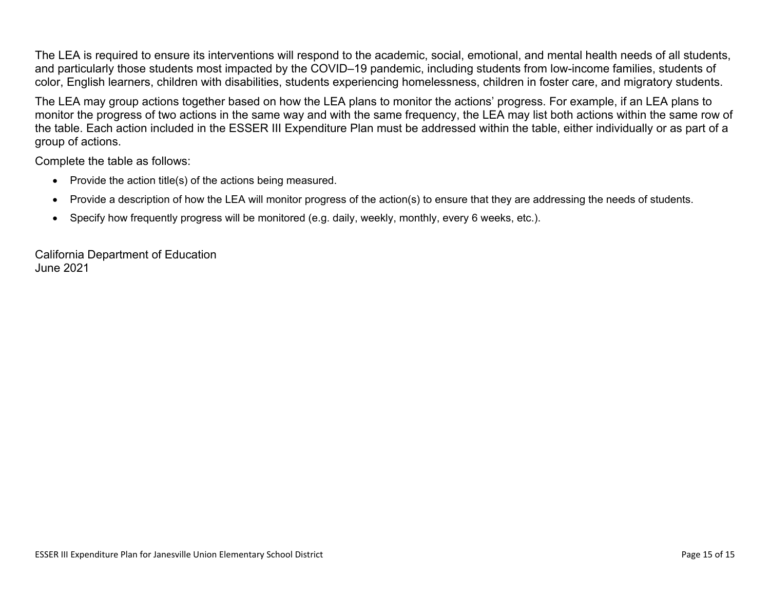The LEA is required to ensure its interventions will respond to the academic, social, emotional, and mental health needs of all students, and particularly those students most impacted by the COVID–19 pandemic, including students from low-income families, students of color, English learners, children with disabilities, students experiencing homelessness, children in foster care, and migratory students.

The LEA may group actions together based on how the LEA plans to monitor the actions' progress. For example, if an LEA plans to monitor the progress of two actions in the same way and with the same frequency, the LEA may list both actions within the same row of the table. Each action included in the ESSER III Expenditure Plan must be addressed within the table, either individually or as part of a group of actions.

Complete the table as follows:

- Provide the action title(s) of the actions being measured.
- Provide a description of how the LEA will monitor progress of the action(s) to ensure that they are addressing the needs of students.
- Specify how frequently progress will be monitored (e.g. daily, weekly, monthly, every 6 weeks, etc.).

California Department of Education
June 2021